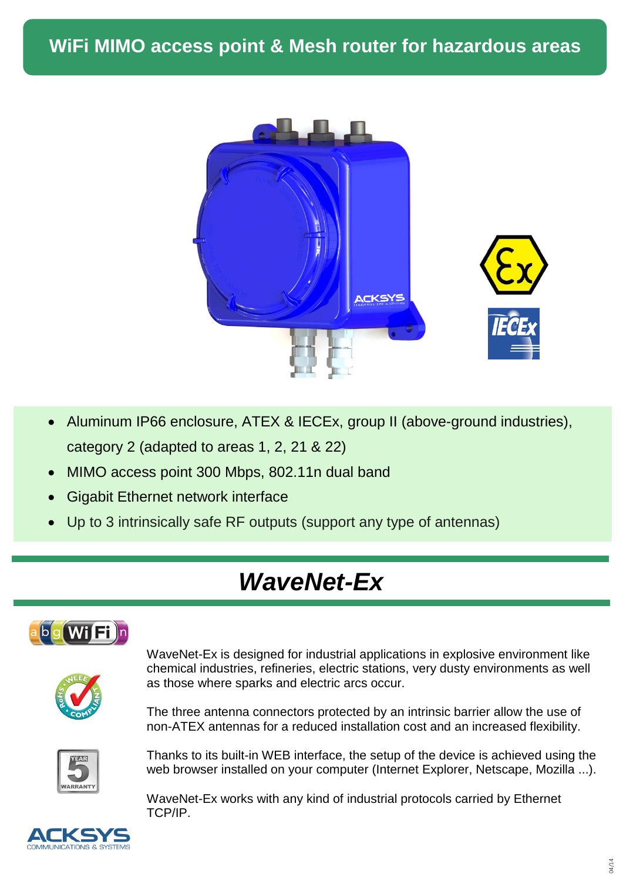# WiFi MIMO access point & Mesh router for hazardous areas

- Aluminum IP66 enclosure, ATEX & IECEx, group II (above-ground industries), category 2 (adapted to areas 1, 2, 21 & 22)
- MIMO access point 300 Mbps, 802.11n dual band
- Gigabit Ethernet network interface
- Up to 3 intrinsically safe RF outputs (support any type of antennas)

## *WaveNet-Ex*

WaveNet-Ex is designed for industrial applications in explosive environment like chemical industries, refineries, electric stations, very dusty environments as well as those where sparks and electric arcs occur.

The three antenna connectors protected by an intrinsic barrier allow the use of non-ATEX antennas for a reduced installation cost and an increased flexibility.

Thanks to its built-in WEB interface, the setup of the device is achieved using the web browser installed on your computer (Internet Explorer, Netscape, Mozilla ...).

WaveNet-Ex works with any kind of industrial protocols carried by Ethernet TCP/IP.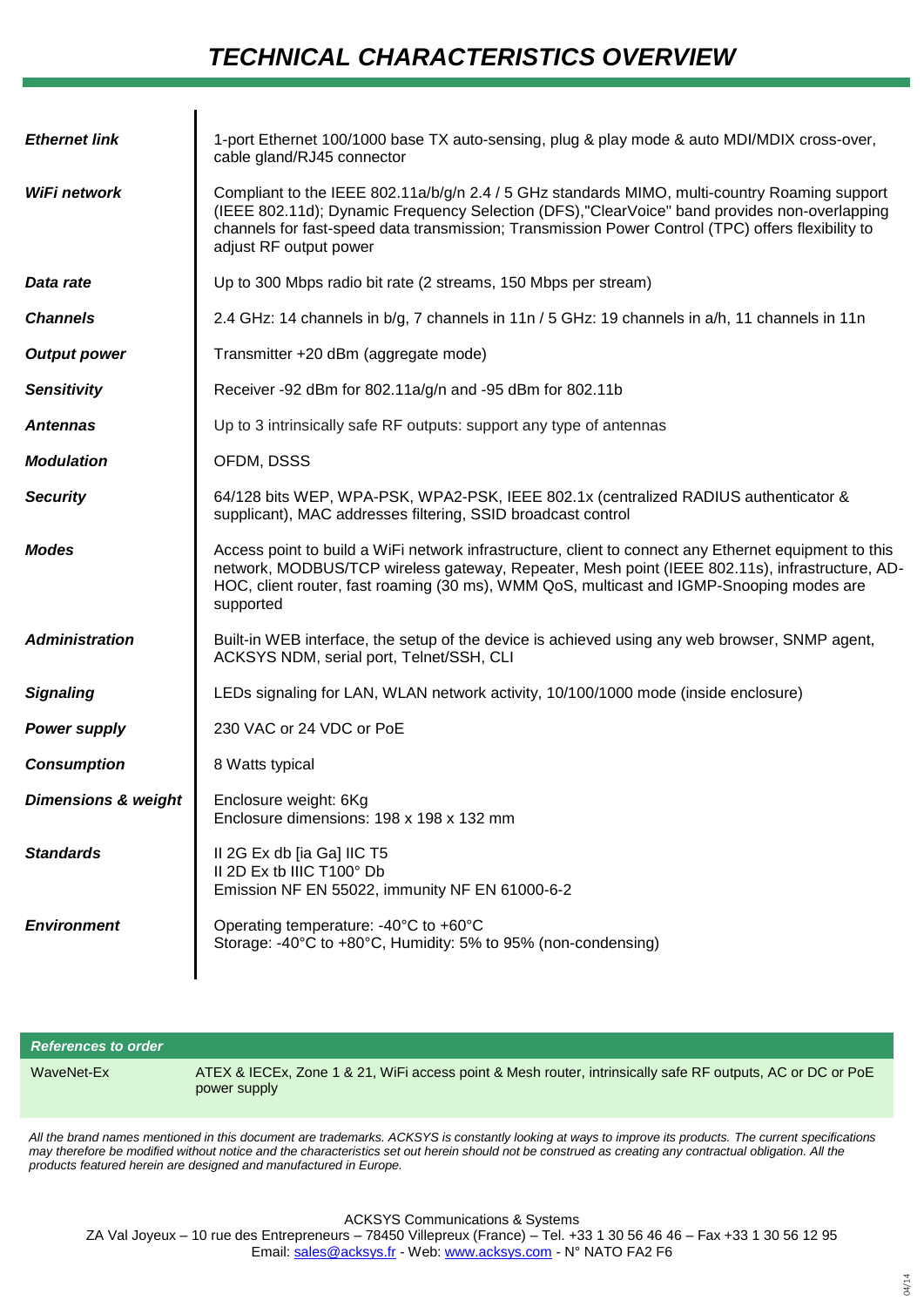# *TECHNICAL CHARACTERISTICS OVERVIEW*

| | |
|---|---|
| ***Ethernet link*** | 1-port Ethernet 100/1000 base TX auto-sensing, plug & play mode & auto MDI/MDIX cross-over, cable gland/RJ45 connector |
| ***WiFi network*** | Compliant to the IEEE 802.11a/b/g/n 2.4 / 5 GHz standards MIMO, multi-country Roaming support (IEEE 802.11d); Dynamic Frequency Selection (DFS),"ClearVoice" band provides non-overlapping channels for fast-speed data transmission; Transmission Power Control (TPC) offers flexibility to adjust RF output power |
| ***Data rate*** | Up to 300 Mbps radio bit rate (2 streams, 150 Mbps per stream) |
| ***Channels*** | 2.4 GHz: 14 channels in b/g, 7 channels in 11n / 5 GHz: 19 channels in a/h, 11 channels in 11n |
| ***Output power*** | Transmitter +20 dBm (aggregate mode) |
| ***Sensitivity*** | Receiver -92 dBm for 802.11a/g/n and -95 dBm for 802.11b |
| ***Antennas*** | Up to 3 intrinsically safe RF outputs: support any type of antennas |
| ***Modulation*** | OFDM, DSSS |
| ***Security*** | 64/128 bits WEP, WPA-PSK, WPA2-PSK, IEEE 802.1x (centralized RADIUS authenticator & supplicant), MAC addresses filtering, SSID broadcast control |
| ***Modes*** | Access point to build a WiFi network infrastructure, client to connect any Ethernet equipment to this network, MODBUS/TCP wireless gateway, Repeater, Mesh point (IEEE 802.11s), infrastructure, AD-HOC, client router, fast roaming (30 ms), WMM QoS, multicast and IGMP-Snooping modes are supported |
| ***Administration*** | Built-in WEB interface, the setup of the device is achieved using any web browser, SNMP agent, ACKSYS NDM, serial port, Telnet/SSH, CLI |
| ***Signaling*** | LEDs signaling for LAN, WLAN network activity, 10/100/1000 mode (inside enclosure) |
| ***Power supply*** | 230 VAC or 24 VDC or PoE |
| ***Consumption*** | 8 Watts typical |
| ***Dimensions & weight*** | Enclosure weight: 6Kg<br>Enclosure dimensions: 198 x 198 x 132 mm |
| ***Standards*** | II 2G Ex db [ia Ga] IIC T5<br>II 2D Ex tb IIIC T100° Db<br>Emission NF EN 55022, immunity NF EN 61000-6-2 |
| ***Environment*** | Operating temperature: -40°C to +60°C<br>Storage: -40°C to +80°C, Humidity: 5% to 95% (non-condensing) |

| ***References to order*** | |
|---|---|
| WaveNet-Ex | ATEX & IECEx, Zone 1 & 21, WiFi access point & Mesh router, intrinsically safe RF outputs, AC or DC or PoE power supply |

*All the brand names mentioned in this document are trademarks. ACKSYS is constantly looking at ways to improve its products. The current specifications may therefore be modified without notice and the characteristics set out herein should not be construed as creating any contractual obligation. All the products featured herein are designed and manufactured in Europe.*

ACKSYS Communications & Systems
ZA Val Joyeux – 10 rue des Entrepreneurs – 78450 Villepreux (France) – Tel. +33 1 30 56 46 46 – Fax +33 1 30 56 12 95
Email: sales@acksys.fr - Web: www.acksys.com - N° NATO FA2 F6